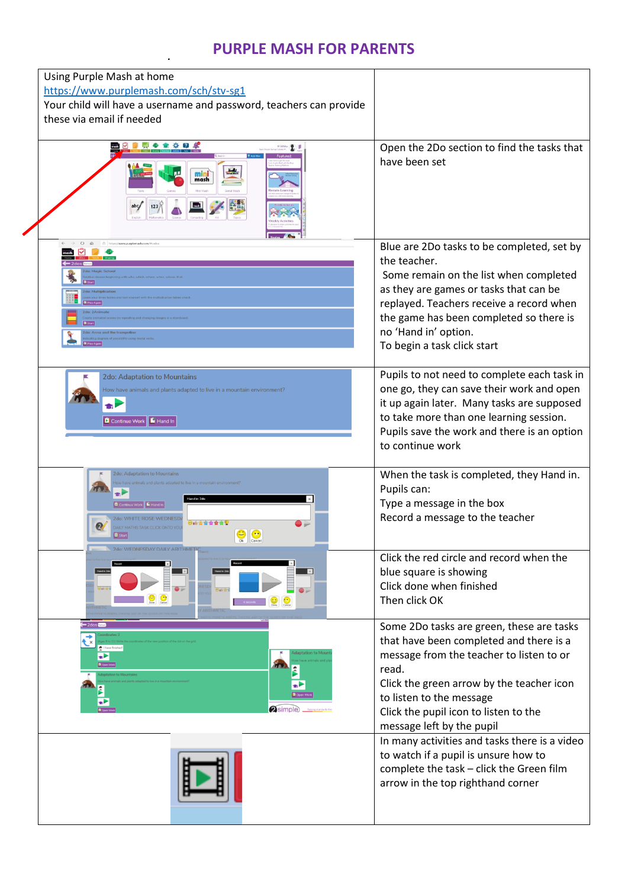# PURPLE MASH FOR PARENTS

| | |
|---|---|
| Using Purple Mash at home<br>https://www.purplemash.com/sch/stv-sg1<br>Your child will have a username and password, teachers can provide these via email if needed | |
| | Open the 2Do section to find the tasks that have been set |
| | Blue are 2Do tasks to be completed, set by the teacher.<br>Some remain on the list when completed as they are games or tasks that can be replayed. Teachers receive a record when the game has been completed so there is no 'Hand in' option.<br>To begin a task click start |
| | Pupils to not need to complete each task in one go, they can save their work and open it up again later. Many tasks are supposed to take more than one learning session. Pupils save the work and there is an option to continue work |
| | When the task is completed, they Hand in.<br>Pupils can:<br>Type a message in the box<br>Record a message to the teacher |
| | Click the red circle and record when the blue square is showing<br>Click done when finished<br>Then click OK |
| | Some 2Do tasks are green, these are tasks that have been completed and there is a message from the teacher to listen to or read.<br>Click the green arrow by the teacher icon to listen to the message<br>Click the pupil icon to listen to the message left by the pupil |
| | In many activities and tasks there is a video to watch if a pupil is unsure how to complete the task – click the Green film arrow in the top righthand corner |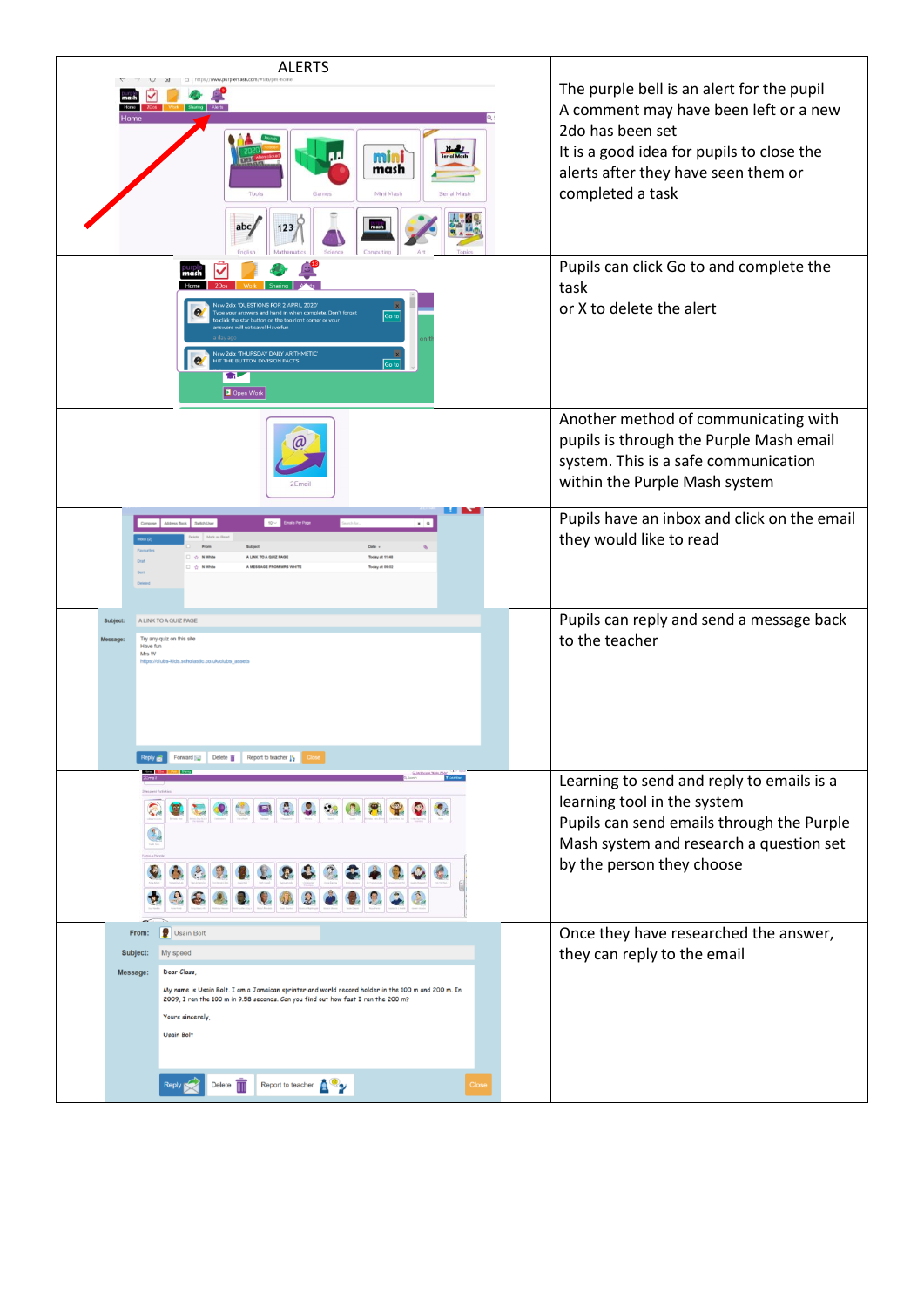| ALERTS | |
|---|---|
| | The purple bell is an alert for the pupil<br>A comment may have been left or a new 2do has been set<br>It is a good idea for pupils to close the alerts after they have seen them or completed a task |
| | Pupils can click Go to and complete the task<br>or X to delete the alert |
| | Another method of communicating with pupils is through the Purple Mash email system. This is a safe communication within the Purple Mash system |
| | Pupils have an inbox and click on the email they would like to read |
| | Pupils can reply and send a message back to the teacher |
| | Learning to send and reply to emails is a learning tool in the system<br>Pupils can send emails through the Purple Mash system and research a question set by the person they choose |
| | Once they have researched the answer, they can reply to the email |